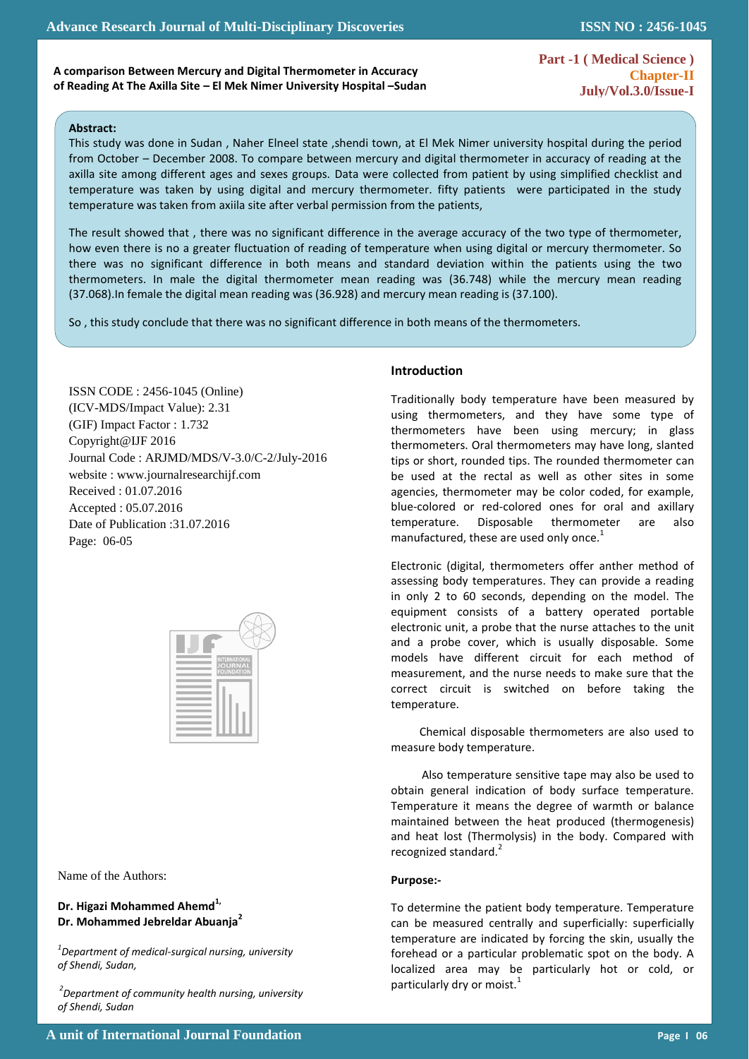# A comparison Between Mercury and Digital Thermometer in Accuracy of Reading At The Axilla Site – El Mek Nimer University Hospital –Sudan

**Part -1 ( Medical Science )**
**Chapter-II**
**July/Vol.3.0/Issue-I**

### Abstract:

This study was done in Sudan , Naher Elneel state ,shendi town, at El Mek Nimer university hospital during the period from October – December 2008. To compare between mercury and digital thermometer in accuracy of reading at the axilla site among different ages and sexes groups. Data were collected from patient by using simplified checklist and temperature was taken by using digital and mercury thermometer. fifty patients were participated in the study temperature was taken from axiila site after verbal permission from the patients,

The result showed that , there was no significant difference in the average accuracy of the two type of thermometer, how even there is no a greater fluctuation of reading of temperature when using digital or mercury thermometer. So there was no significant difference in both means and standard deviation within the patients using the two thermometers. In male the digital thermometer mean reading was (36.748) while the mercury mean reading (37.068).In female the digital mean reading was (36.928) and mercury mean reading is (37.100).

So , this study conclude that there was no significant difference in both means of the thermometers.

ISSN CODE : 2456-1045 (Online)
(ICV-MDS/Impact Value): 2.31
(GIF) Impact Factor : 1.732
Copyright@IJF 2016
Journal Code : ARJMD/MDS/V-3.0/C-2/July-2016
website : www.journalresearchijf.com
Received : 01.07.2016
Accepted : 05.07.2016
Date of Publication :31.07.2016
Page: 06-05

Name of the Authors:

**Dr. Higazi Mohammed Ahemd[1,]**
**Dr. Mohammed Jebreldar Abuanja[2]**

*[1]Department of medical-surgical nursing, university of Shendi, Sudan,*

*[2]Department of community health nursing, university of Shendi, Sudan*

## Introduction

Traditionally body temperature have been measured by using thermometers, and they have some type of thermometers have been using mercury; in glass thermometers. Oral thermometers may have long, slanted tips or short, rounded tips. The rounded thermometer can be used at the rectal as well as other sites in some agencies, thermometer may be color coded, for example, blue-colored or red-colored ones for oral and axillary temperature. Disposable thermometer are also manufactured, these are used only once.[1]

Electronic (digital, thermometers offer anther method of assessing body temperatures. They can provide a reading in only 2 to 60 seconds, depending on the model. The equipment consists of a battery operated portable electronic unit, a probe that the nurse attaches to the unit and a probe cover, which is usually disposable. Some models have different circuit for each method of measurement, and the nurse needs to make sure that the correct circuit is switched on before taking the temperature.

Chemical disposable thermometers are also used to measure body temperature.

Also temperature sensitive tape may also be used to obtain general indication of body surface temperature. Temperature it means the degree of warmth or balance maintained between the heat produced (thermogenesis) and heat lost (Thermolysis) in the body. Compared with recognized standard.[2]

### Purpose:-

To determine the patient body temperature. Temperature can be measured centrally and superficially: superficially temperature are indicated by forcing the skin, usually the forehead or a particular problematic spot on the body. A localized area may be particularly hot or cold, or particularly dry or moist.[1]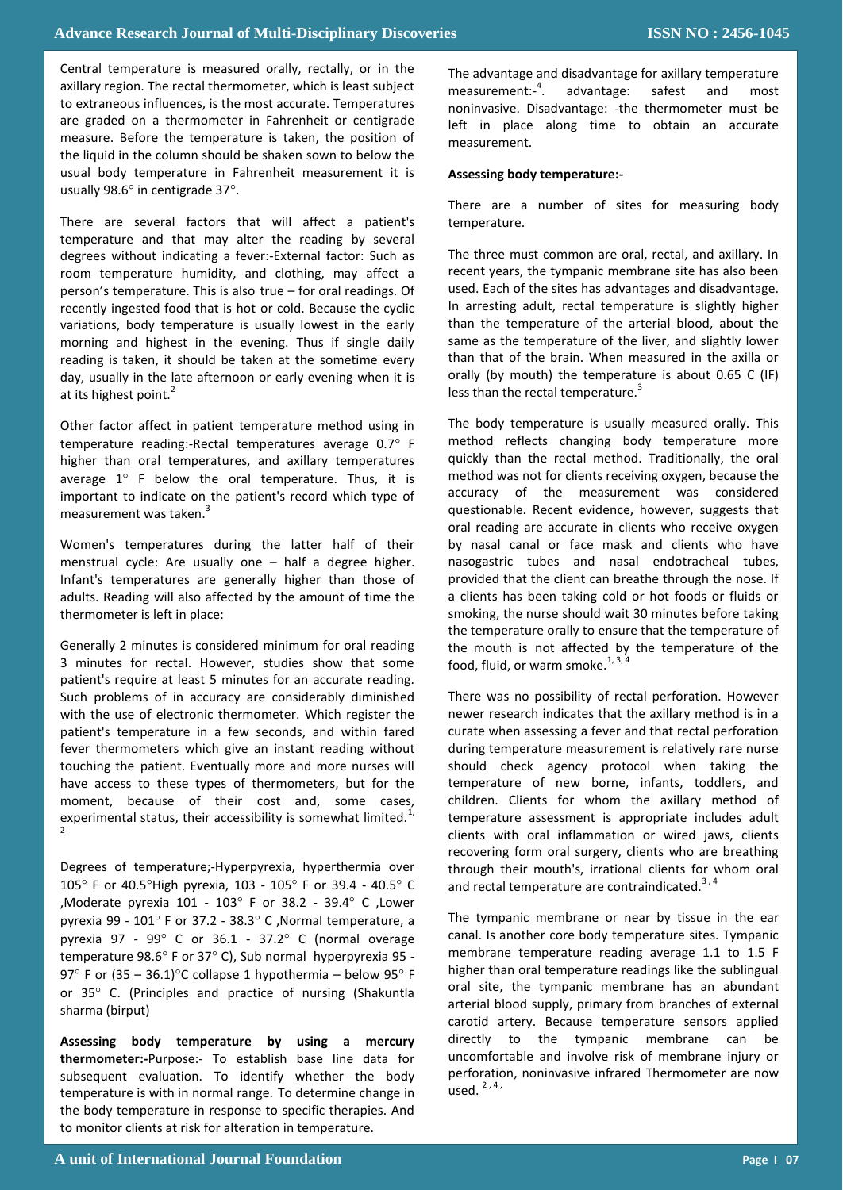Central temperature is measured orally, rectally, or in the axillary region. The rectal thermometer, which is least subject to extraneous influences, is the most accurate. Temperatures are graded on a thermometer in Fahrenheit or centigrade measure. Before the temperature is taken, the position of the liquid in the column should be shaken sown to below the usual body temperature in Fahrenheit measurement it is usually 98.6° in centigrade 37°.

There are several factors that will affect a patient's temperature and that may alter the reading by several degrees without indicating a fever:-External factor: Such as room temperature humidity, and clothing, may affect a person's temperature. This is also true – for oral readings. Of recently ingested food that is hot or cold. Because the cyclic variations, body temperature is usually lowest in the early morning and highest in the evening. Thus if single daily reading is taken, it should be taken at the sometime every day, usually in the late afternoon or early evening when it is at its highest point.[2]

Other factor affect in patient temperature method using in temperature reading:-Rectal temperatures average 0.7° F higher than oral temperatures, and axillary temperatures average 1° F below the oral temperature. Thus, it is important to indicate on the patient's record which type of measurement was taken.[3]

Women's temperatures during the latter half of their menstrual cycle: Are usually one – half a degree higher. Infant's temperatures are generally higher than those of adults. Reading will also affected by the amount of time the thermometer is left in place:

Generally 2 minutes is considered minimum for oral reading 3 minutes for rectal. However, studies show that some patient's require at least 5 minutes for an accurate reading. Such problems of in accuracy are considerably diminished with the use of electronic thermometer. Which register the patient's temperature in a few seconds, and within fared fever thermometers which give an instant reading without touching the patient. Eventually more and more nurses will have access to these types of thermometers, but for the moment, because of their cost and, some cases, experimental status, their accessibility is somewhat limited.[1,2]

Degrees of temperature;-Hyperpyrexia, hyperthermia over 105° F or 40.5°High pyrexia, 103 - 105° F or 39.4 - 40.5° C ,Moderate pyrexia 101 - 103° F or 38.2 - 39.4° C ,Lower pyrexia 99 - 101° F or 37.2 - 38.3° C ,Normal temperature, a pyrexia 97 - 99° C or 36.1 - 37.2° C (normal overage temperature 98.6° F or 37° C), Sub normal hyperpyrexia 95 - 97° F or (35 – 36.1)°C collapse 1 hypothermia – below 95° F or 35° C. (Principles and practice of nursing (Shakuntla sharma (birput)

**Assessing body temperature by using a mercury thermometer:-**Purpose:- To establish base line data for subsequent evaluation. To identify whether the body temperature is with in normal range. To determine change in the body temperature in response to specific therapies. And to monitor clients at risk for alteration in temperature.

The advantage and disadvantage for axillary temperature measurement:-[4]. advantage: safest and most noninvasive. Disadvantage: -the thermometer must be left in place along time to obtain an accurate measurement.

**Assessing body temperature:-**

There are a number of sites for measuring body temperature.

The three must common are oral, rectal, and axillary. In recent years, the tympanic membrane site has also been used. Each of the sites has advantages and disadvantage. In arresting adult, rectal temperature is slightly higher than the temperature of the arterial blood, about the same as the temperature of the liver, and slightly lower than that of the brain. When measured in the axilla or orally (by mouth) the temperature is about 0.65 C (IF) less than the rectal temperature.[3]

The body temperature is usually measured orally. This method reflects changing body temperature more quickly than the rectal method. Traditionally, the oral method was not for clients receiving oxygen, because the accuracy of the measurement was considered questionable. Recent evidence, however, suggests that oral reading are accurate in clients who receive oxygen by nasal canal or face mask and clients who have nasogastric tubes and nasal endotracheal tubes, provided that the client can breathe through the nose. If a clients has been taking cold or hot foods or fluids or smoking, the nurse should wait 30 minutes before taking the temperature orally to ensure that the temperature of the mouth is not affected by the temperature of the food, fluid, or warm smoke.[1,3,4]

There was no possibility of rectal perforation. However newer research indicates that the axillary method is in a curate when assessing a fever and that rectal perforation during temperature measurement is relatively rare nurse should check agency protocol when taking the temperature of new borne, infants, toddlers, and children. Clients for whom the axillary method of temperature assessment is appropriate includes adult clients with oral inflammation or wired jaws, clients recovering form oral surgery, clients who are breathing through their mouth's, irrational clients for whom oral and rectal temperature are contraindicated.[3,4]

The tympanic membrane or near by tissue in the ear canal. Is another core body temperature sites. Tympanic membrane temperature reading average 1.1 to 1.5 F higher than oral temperature readings like the sublingual oral site, the tympanic membrane has an abundant arterial blood supply, primary from branches of external carotid artery. Because temperature sensors applied directly to the tympanic membrane can be uncomfortable and involve risk of membrane injury or perforation, noninvasive infrared Thermometer are now used.[2,4]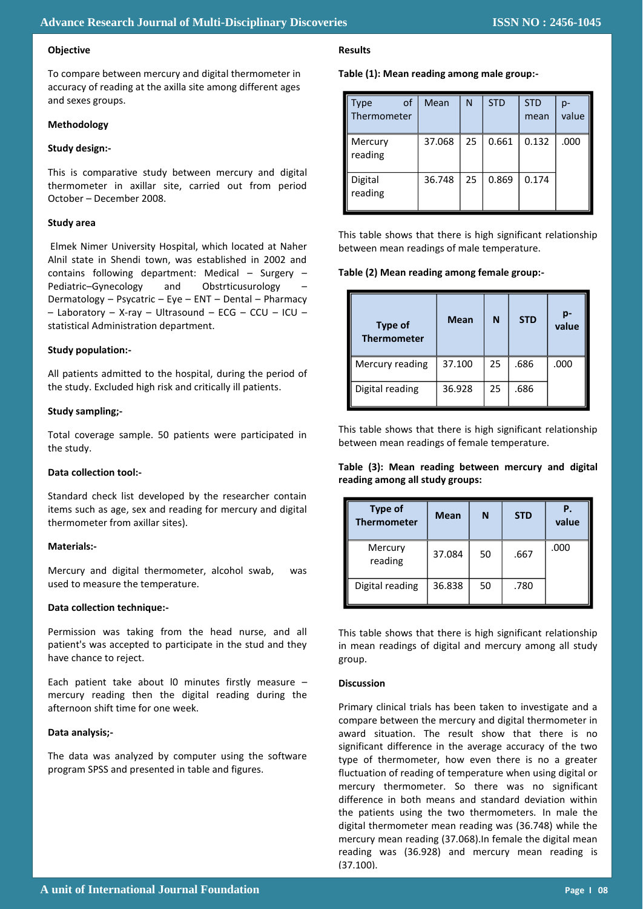### Objective

To compare between mercury and digital thermometer in accuracy of reading at the axilla site among different ages and sexes groups.

### Methodology

**Study design:-**

This is comparative study between mercury and digital thermometer in axillar site, carried out from period October – December 2008.

**Study area**

Elmek Nimer University Hospital, which located at Naher Alnil state in Shendi town, was established in 2002 and contains following department: Medical – Surgery – Pediatric–Gynecology and Obstrticusurology – Dermatology – Psycatric – Eye – ENT – Dental – Pharmacy – Laboratory – X-ray – Ultrasound – ECG – CCU – ICU – statistical Administration department.

**Study population:-**

All patients admitted to the hospital, during the period of the study. Excluded high risk and critically ill patients.

**Study sampling;-**

Total coverage sample. 50 patients were participated in the study.

**Data collection tool:-**

Standard check list developed by the researcher contain items such as age, sex and reading for mercury and digital thermometer from axillar sites).

**Materials:-**

Mercury and digital thermometer, alcohol swab, was used to measure the temperature.

**Data collection technique:-**

Permission was taking from the head nurse, and all patient's was accepted to participate in the stud and they have chance to reject.

Each patient take about l0 minutes firstly measure – mercury reading then the digital reading during the afternoon shift time for one week.

**Data analysis;-**

The data was analyzed by computer using the software program SPSS and presented in table and figures.

### Results

**Table (1): Mean reading among male group:-**

| Type of Thermometer | Mean | N | STD | STD mean | p-value |
|---|---|---|---|---|---|
| Mercury reading | 37.068 | 25 | 0.661 | 0.132 | .000 |
| Digital reading | 36.748 | 25 | 0.869 | 0.174 | |

This table shows that there is high significant relationship between mean readings of male temperature.

**Table (2) Mean reading among female group:-**

| Type of Thermometer | Mean | N | STD | p-value |
|---|---|---|---|---|
| Mercury reading | 37.100 | 25 | .686 | .000 |
| Digital reading | 36.928 | 25 | .686 | |

This table shows that there is high significant relationship between mean readings of female temperature.

**Table (3): Mean reading between mercury and digital reading among all study groups:**

| Type of Thermometer | Mean | N | STD | P. value |
|---|---|---|---|---|
| Mercury reading | 37.084 | 50 | .667 | .000 |
| Digital reading | 36.838 | 50 | .780 | |

This table shows that there is high significant relationship in mean readings of digital and mercury among all study group.

### Discussion

Primary clinical trials has been taken to investigate and a compare between the mercury and digital thermometer in award situation. The result show that there is no significant difference in the average accuracy of the two type of thermometer, how even there is no a greater fluctuation of reading of temperature when using digital or mercury thermometer. So there was no significant difference in both means and standard deviation within the patients using the two thermometers. In male the digital thermometer mean reading was (36.748) while the mercury mean reading (37.068).In female the digital mean reading was (36.928) and mercury mean reading is (37.100).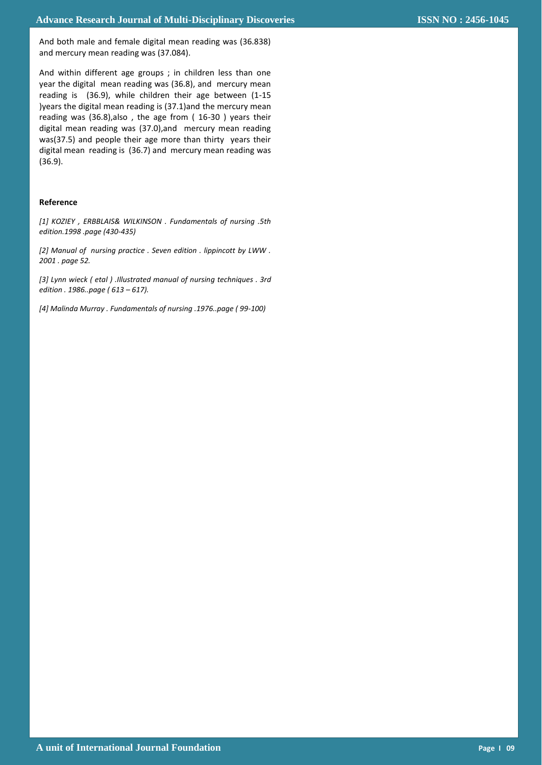And both male and female digital mean reading was (36.838) and mercury mean reading was (37.084).

And within different age groups ; in children less than one year the digital mean reading was (36.8), and mercury mean reading is (36.9), while children their age between (1-15 )years the digital mean reading is (37.1)and the mercury mean reading was (36.8),also , the age from ( 16-30 ) years their digital mean reading was (37.0),and mercury mean reading was(37.5) and people their age more than thirty years their digital mean reading is (36.7) and mercury mean reading was (36.9).

**Reference**

*[1] KOZIEY , ERBBLAIS& WILKINSON . Fundamentals of nursing .5th edition.1998 .page (430-435)*

*[2] Manual of nursing practice . Seven edition . lippincott by LWW . 2001 . page 52.*

*[3] Lynn wieck ( etal ) .Illustrated manual of nursing techniques . 3rd edition . 1986..page ( 613 – 617).*

*[4] Malinda Murray . Fundamentals of nursing .1976..page ( 99-100)*